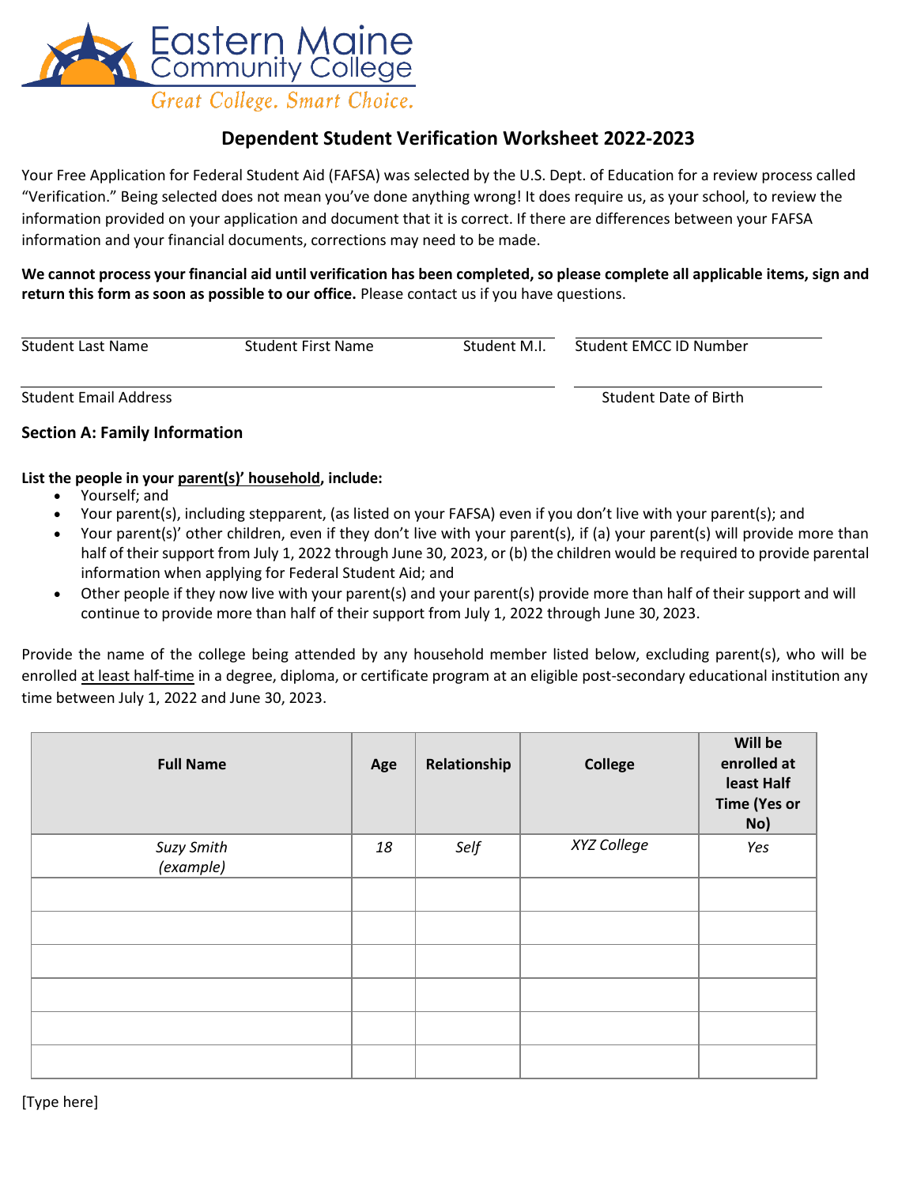Eastern Maine Community College

*Great College. Smart Choice.*

# Dependent Student Verification Worksheet 2022-2023

Your Free Application for Federal Student Aid (FAFSA) was selected by the U.S. Dept. of Education for a review process called "Verification." Being selected does not mean you've done anything wrong! It does require us, as your school, to review the information provided on your application and document that it is correct. If there are differences between your FAFSA information and your financial documents, corrections may need to be made.

**We cannot process your financial aid until verification has been completed, so please complete all applicable items, sign and return this form as soon as possible to our office.** Please contact us if you have questions.

Student Last Name &nbsp;&nbsp;&nbsp; Student First Name &nbsp;&nbsp;&nbsp; Student M.I. &nbsp;&nbsp;&nbsp; Student EMCC ID Number

Student Email Address &nbsp;&nbsp;&nbsp; Student Date of Birth

### Section A: Family Information

**List the people in your parent(s)' household, include:**

- Yourself; and
- Your parent(s), including stepparent, (as listed on your FAFSA) even if you don't live with your parent(s); and
- Your parent(s)' other children, even if they don't live with your parent(s), if (a) your parent(s) will provide more than half of their support from July 1, 2022 through June 30, 2023, or (b) the children would be required to provide parental information when applying for Federal Student Aid; and
- Other people if they now live with your parent(s) and your parent(s) provide more than half of their support and will continue to provide more than half of their support from July 1, 2022 through June 30, 2023.

Provide the name of the college being attended by any household member listed below, excluding parent(s), who will be enrolled at least half-time in a degree, diploma, or certificate program at an eligible post-secondary educational institution any time between July 1, 2022 and June 30, 2023.

| Full Name | Age | Relationship | College | Will be enrolled at least Half Time (Yes or No) |
|---|---|---|---|---|
| *Suzy Smith (example)* | *18* | *Self* | *XYZ College* | *Yes* |
| | | | | |
| | | | | |
| | | | | |
| | | | | |
| | | | | |
| | | | | |

[Type here]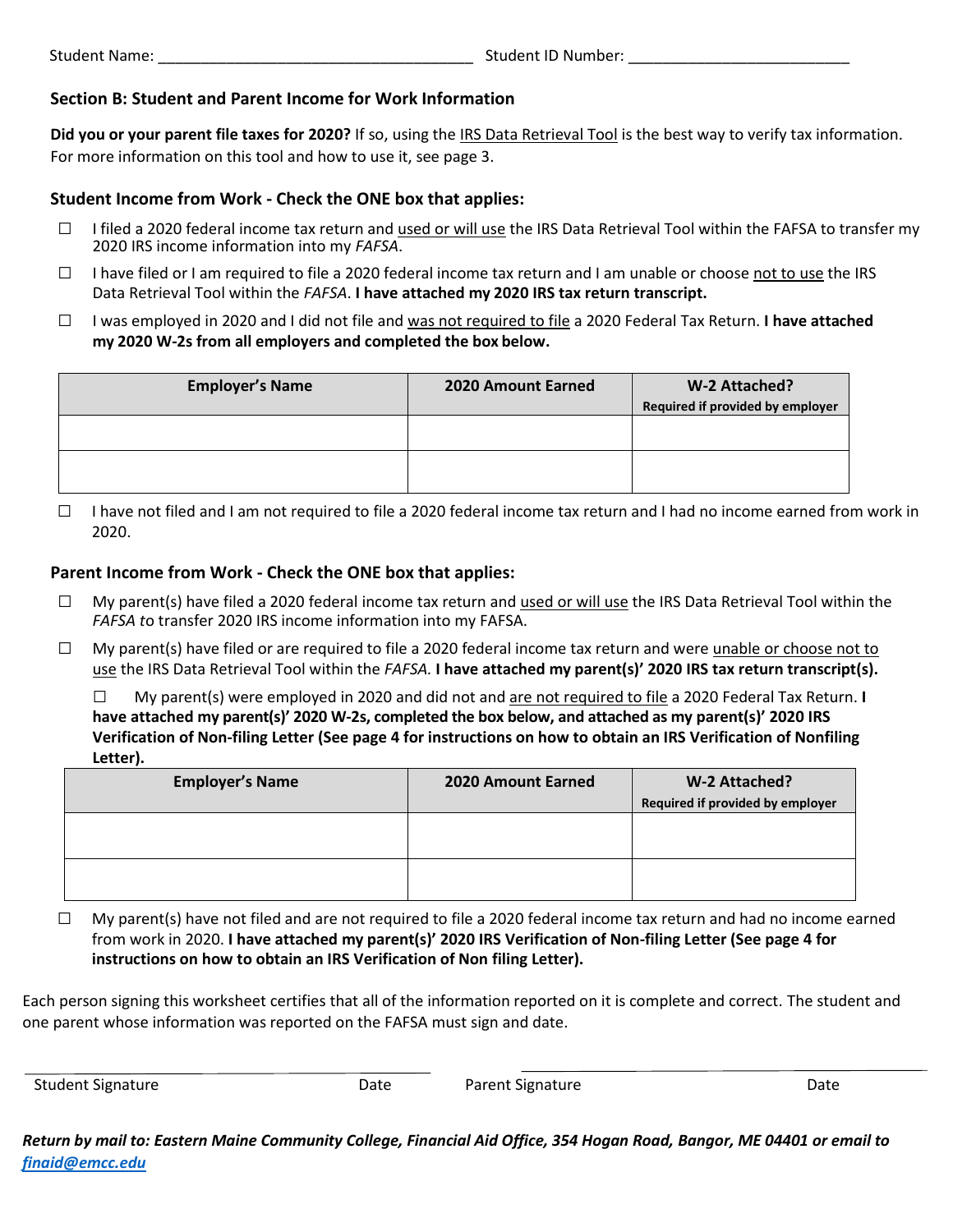Student Name: ____________________________________ Student ID Number: _________________________

### Section B: Student and Parent Income for Work Information

**Did you or your parent file taxes for 2020?** If so, using the IRS Data Retrieval Tool is the best way to verify tax information. For more information on this tool and how to use it, see page 3.

### Student Income from Work - Check the ONE box that applies:

- ☐ I filed a 2020 federal income tax return and used or will use the IRS Data Retrieval Tool within the FAFSA to transfer my 2020 IRS income information into my *FAFSA*.
- ☐ I have filed or I am required to file a 2020 federal income tax return and I am unable or choose not to use the IRS Data Retrieval Tool within the *FAFSA*. **I have attached my 2020 IRS tax return transcript.**
- ☐ I was employed in 2020 and I did not file and was not required to file a 2020 Federal Tax Return. **I have attached my 2020 W-2s from all employers and completed the box below.**

| Employer's Name | 2020 Amount Earned | W-2 Attached? Required if provided by employer |
|---|---|---|
| | | |
| | | |

- ☐ I have not filed and I am not required to file a 2020 federal income tax return and I had no income earned from work in 2020.

### Parent Income from Work - Check the ONE box that applies:

- ☐ My parent(s) have filed a 2020 federal income tax return and used or will use the IRS Data Retrieval Tool within the *FAFSA to* transfer 2020 IRS income information into my FAFSA.
- ☐ My parent(s) have filed or are required to file a 2020 federal income tax return and were unable or choose not to use the IRS Data Retrieval Tool within the *FAFSA.* **I have attached my parent(s)' 2020 IRS tax return transcript(s).**
- ☐ My parent(s) were employed in 2020 and did not and are not required to file a 2020 Federal Tax Return. **I have attached my parent(s)' 2020 W-2s, completed the box below, and attached as my parent(s)' 2020 IRS Verification of Non-filing Letter (See page 4 for instructions on how to obtain an IRS Verification of Nonfiling Letter).**

| Employer's Name | 2020 Amount Earned | W-2 Attached? Required if provided by employer |
|---|---|---|
| | | |
| | | |

- ☐ My parent(s) have not filed and are not required to file a 2020 federal income tax return and had no income earned from work in 2020. **I have attached my parent(s)' 2020 IRS Verification of Non-filing Letter (See page 4 for instructions on how to obtain an IRS Verification of Non filing Letter).**

Each person signing this worksheet certifies that all of the information reported on it is complete and correct. The student and one parent whose information was reported on the FAFSA must sign and date.

_________________________________________ &nbsp;&nbsp;&nbsp; _________________________________________

Student Signature &nbsp;&nbsp;&nbsp; Date &nbsp;&nbsp;&nbsp; Parent Signature &nbsp;&nbsp;&nbsp; Date

***Return by mail to: Eastern Maine Community College, Financial Aid Office, 354 Hogan Road, Bangor, ME 04401 or email to finaid@emcc.edu***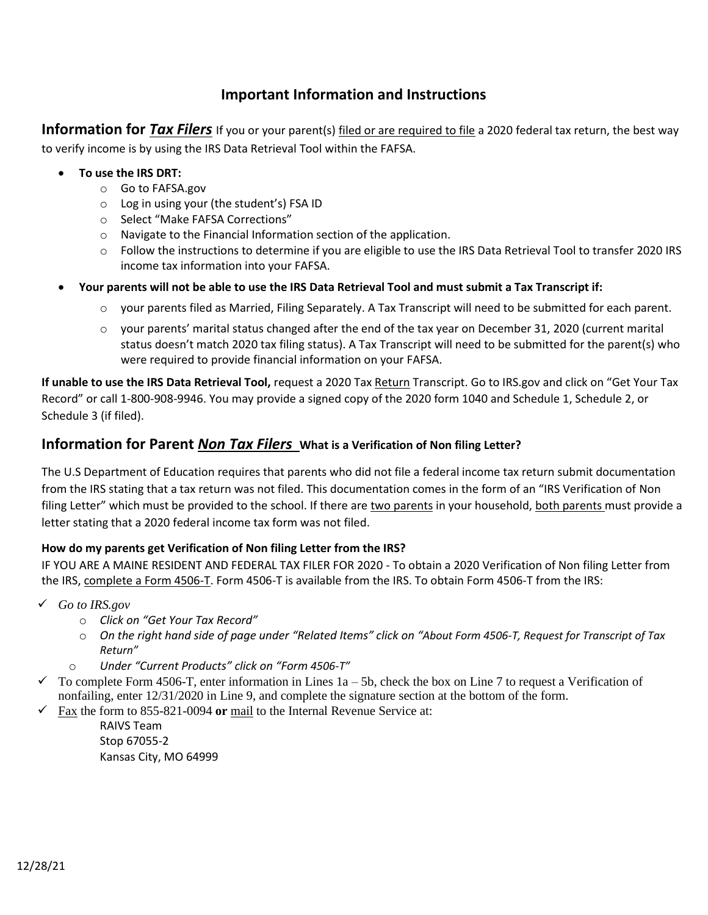## Important Information and Instructions

**Information for _Tax Filers_** If you or your parent(s) filed or are required to file a 2020 federal tax return, the best way to verify income is by using the IRS Data Retrieval Tool within the FAFSA.

- **To use the IRS DRT:**
  - Go to FAFSA.gov
  - Log in using your (the student's) FSA ID
  - Select "Make FAFSA Corrections"
  - Navigate to the Financial Information section of the application.
  - Follow the instructions to determine if you are eligible to use the IRS Data Retrieval Tool to transfer 2020 IRS income tax information into your FAFSA.
- **Your parents will not be able to use the IRS Data Retrieval Tool and must submit a Tax Transcript if:**
  - your parents filed as Married, Filing Separately. A Tax Transcript will need to be submitted for each parent.
  - your parents' marital status changed after the end of the tax year on December 31, 2020 (current marital status doesn't match 2020 tax filing status). A Tax Transcript will need to be submitted for the parent(s) who were required to provide financial information on your FAFSA.

**If unable to use the IRS Data Retrieval Tool,** request a 2020 Tax Return Transcript. Go to IRS.gov and click on "Get Your Tax Record" or call 1-800-908-9946. You may provide a signed copy of the 2020 form 1040 and Schedule 1, Schedule 2, or Schedule 3 (if filed).

**Information for Parent _Non Tax Filers_ What is a Verification of Non filing Letter?**

The U.S Department of Education requires that parents who did not file a federal income tax return submit documentation from the IRS stating that a tax return was not filed. This documentation comes in the form of an "IRS Verification of Non filing Letter" which must be provided to the school. If there are two parents in your household, both parents must provide a letter stating that a 2020 federal income tax form was not filed.

**How do my parents get Verification of Non filing Letter from the IRS?**

IF YOU ARE A MAINE RESIDENT AND FEDERAL TAX FILER FOR 2020 - To obtain a 2020 Verification of Non filing Letter from the IRS, complete a Form 4506-T. Form 4506-T is available from the IRS. To obtain Form 4506-T from the IRS:

- ✓ *Go to IRS.gov*
  - *Click on "Get Your Tax Record"*
  - *On the right hand side of page under "Related Items" click on "About Form 4506-T, Request for Transcript of Tax Return"*
  - *Under "Current Products" click on "Form 4506-T"*
- ✓ To complete Form 4506-T, enter information in Lines 1a – 5b, check the box on Line 7 to request a Verification of nonfailing, enter 12/31/2020 in Line 9, and complete the signature section at the bottom of the form.
- ✓ Fax the form to 855-821-0094 **or** mail to the Internal Revenue Service at:

  RAIVS Team  
  Stop 67055-2  
  Kansas City, MO 64999

12/28/21